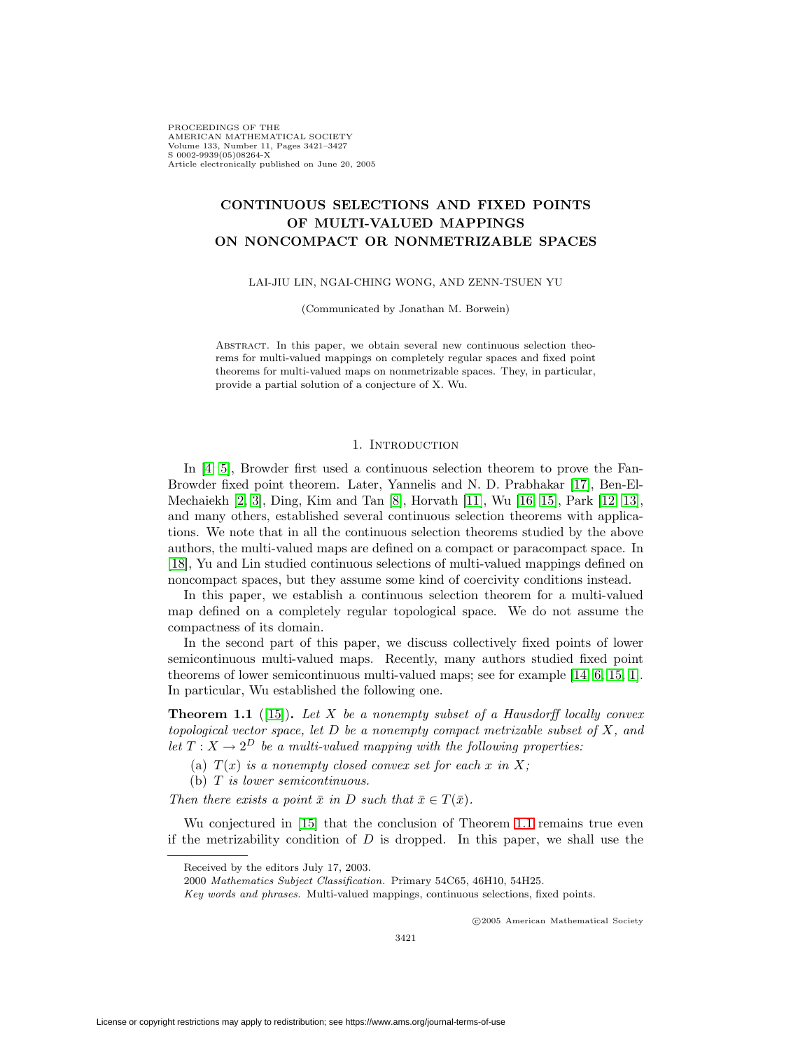# CONTINUOUS SELECTIONS AND FIXED POINTS OF MULTI-VALUED MAPPINGS ON NONCOMPACT OR NONMETRIZABLE SPACES

LAI-JIU LIN, NGAI-CHING WONG, AND ZENN-TSUEN YU

(Communicated by Jonathan M. Borwein)

Abstract. In this paper, we obtain several new continuous selection theorems for multi-valued mappings on completely regular spaces and fixed point theorems for multi-valued maps on nonmetrizable spaces. They, in particular, provide a partial solution of a conjecture of X. Wu.

## 1. Introduction

In [4, 5], Browder first used a continuous selection theorem to prove the Fan-Browder fixed point theorem. Later, Yannelis and N. D. Prabhakar [17], Ben-El-Mechaiekh [2, 3], Ding, Kim and Tan [8], Horvath [11], Wu [16, 15], Park [12, 13], and many others, established several continuous selection theorems with applications. We note that in all the continuous selection theorems studied by the above authors, the multi-valued maps are defined on a compact or paracompact space. In [18], Yu and Lin studied continuous selections of multi-valued mappings defined on noncompact spaces, but they assume some kind of coercivity conditions instead.

In this paper, we establish a continuous selection theorem for a multi-valued map defined on a completely regular topological space. We do not assume the compactness of its domain.

In the second part of this paper, we discuss collectively fixed points of lower semicontinuous multi-valued maps. Recently, many authors studied fixed point theorems of lower semicontinuous multi-valued maps; see for example [14, 6, 15, 1]. In particular, Wu established the following one.

**Theorem 1.1** ([15]). *Let $X$ be a nonempty subset of a Hausdorff locally convex topological vector space, let $D$ be a nonempty compact metrizable subset of $X$, and let $T : X \to 2^D$ be a multi-valued mapping with the following properties:*

(a) *$T(x)$ is a nonempty closed convex set for each $x$ in $X$;*
(b) *$T$ is lower semicontinuous.*

*Then there exists a point $\bar{x}$ in $D$ such that $\bar{x} \in T(\bar{x})$.*

Wu conjectured in [15] that the conclusion of Theorem 1.1 remains true even if the metrizability condition of $D$ is dropped. In this paper, we shall use the

Received by the editors July 17, 2003.

2000 *Mathematics Subject Classification.* Primary 54C65, 46H10, 54H25.

*Key words and phrases.* Multi-valued mappings, continuous selections, fixed points.

©2005 American Mathematical Society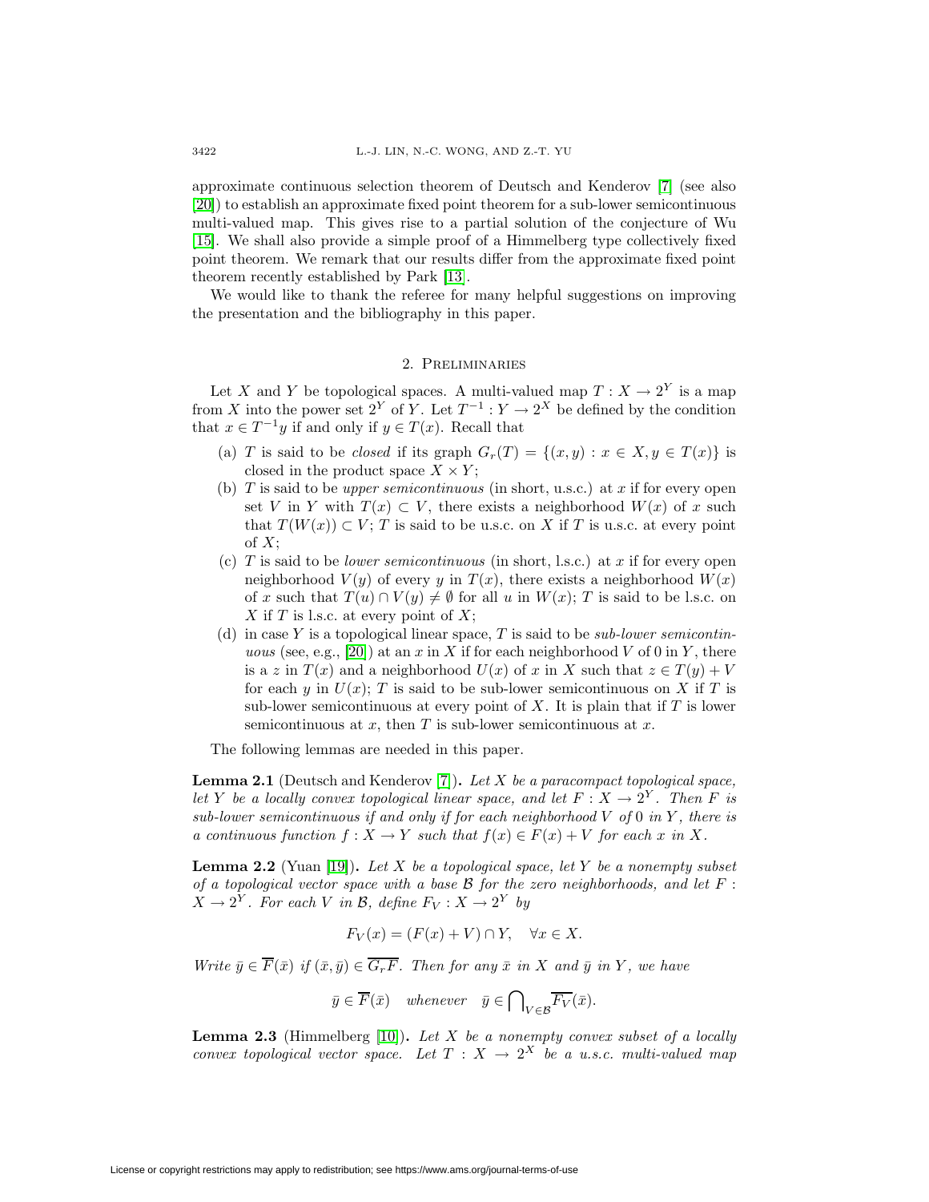approximate continuous selection theorem of Deutsch and Kenderov [7] (see also [20]) to establish an approximate fixed point theorem for a sub-lower semicontinuous multi-valued map. This gives rise to a partial solution of the conjecture of Wu [15]. We shall also provide a simple proof of a Himmelberg type collectively fixed point theorem. We remark that our results differ from the approximate fixed point theorem recently established by Park [13].

We would like to thank the referee for many helpful suggestions on improving the presentation and the bibliography in this paper.

## 2. Preliminaries

Let $X$ and $Y$ be topological spaces. A multi-valued map $T : X \to 2^Y$ is a map from $X$ into the power set $2^Y$ of $Y$. Let $T^{-1} : Y \to 2^X$ be defined by the condition that $x \in T^{-1}y$ if and only if $y \in T(x)$. Recall that

- (a) $T$ is said to be *closed* if its graph $G_r(T) = \{(x, y) : x \in X, y \in T(x)\}$ is closed in the product space $X \times Y$;
- (b) $T$ is said to be *upper semicontinuous* (in short, u.s.c.) at $x$ if for every open set $V$ in $Y$ with $T(x) \subset V$, there exists a neighborhood $W(x)$ of $x$ such that $T(W(x)) \subset V$; $T$ is said to be u.s.c. on $X$ if $T$ is u.s.c. at every point of $X$;
- (c) $T$ is said to be *lower semicontinuous* (in short, l.s.c.) at $x$ if for every open neighborhood $V(y)$ of every $y$ in $T(x)$, there exists a neighborhood $W(x)$ of $x$ such that $T(u) \cap V(y) \neq \emptyset$ for all $u$ in $W(x)$; $T$ is said to be l.s.c. on $X$ if $T$ is l.s.c. at every point of $X$;
- (d) in case $Y$ is a topological linear space, $T$ is said to be *sub-lower semicontinuous* (see, e.g., [20]) at an $x$ in $X$ if for each neighborhood $V$ of 0 in $Y$, there is a $z$ in $T(x)$ and a neighborhood $U(x)$ of $x$ in $X$ such that $z \in T(y) + V$ for each $y$ in $U(x)$; $T$ is said to be sub-lower semicontinuous on $X$ if $T$ is sub-lower semicontinuous at every point of $X$. It is plain that if $T$ is lower semicontinuous at $x$, then $T$ is sub-lower semicontinuous at $x$.

The following lemmas are needed in this paper.

**Lemma 2.1** (Deutsch and Kenderov [7]). *Let $X$ be a paracompact topological space, let $Y$ be a locally convex topological linear space, and let $F : X \to 2^Y$. Then $F$ is sub-lower semicontinuous if and only if for each neighborhood $V$ of 0 in $Y$, there is a continuous function $f : X \to Y$ such that $f(x) \in F(x) + V$ for each $x$ in $X$.*

**Lemma 2.2** (Yuan [19]). *Let $X$ be a topological space, let $Y$ be a nonempty subset of a topological vector space with a base $\mathcal{B}$ for the zero neighborhoods, and let $F : X \to 2^Y$. For each $V$ in $\mathcal{B}$, define $F_V : X \to 2^Y$ by*

$$F_V(x) = (F(x) + V) \cap Y, \quad \forall x \in X.$$

*Write $\bar{y} \in \overline{F}(\bar{x})$ if $(\bar{x}, \bar{y}) \in \overline{G_r F}$. Then for any $\bar{x}$ in $X$ and $\bar{y}$ in $Y$, we have*

$$\bar{y} \in \overline{F}(\bar{x}) \quad \textit{whenever} \quad \bar{y} \in \bigcap\nolimits_{V \in \mathcal{B}} \overline{F_V}(\bar{x}).$$

**Lemma 2.3** (Himmelberg [10]). *Let $X$ be a nonempty convex subset of a locally convex topological vector space. Let $T : X \to 2^X$ be a u.s.c. multi-valued map*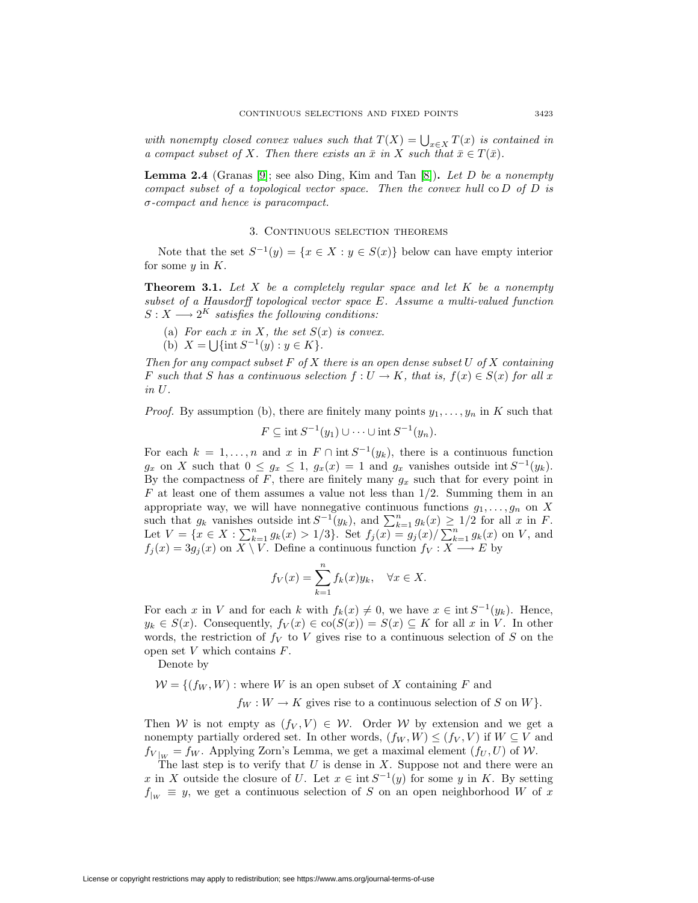*with nonempty closed convex values such that $T(X) = \bigcup_{x \in X} T(x)$ is contained in a compact subset of $X$. Then there exists an $\bar{x}$ in $X$ such that $\bar{x} \in T(\bar{x})$.*

**Lemma 2.4** (Granas [9]; see also Ding, Kim and Tan [8])**.** *Let $D$ be a nonempty compact subset of a topological vector space. Then the convex hull $\operatorname{co} D$ of $D$ is $\sigma$-compact and hence is paracompact.*

## 3. Continuous selection theorems

Note that the set $S^{-1}(y) = \{x \in X : y \in S(x)\}$ below can have empty interior for some $y$ in $K$.

**Theorem 3.1.** *Let $X$ be a completely regular space and let $K$ be a nonempty subset of a Hausdorff topological vector space $E$. Assume a multi-valued function $S : X \longrightarrow 2^K$ satisfies the following conditions:*

(a) *For each $x$ in $X$, the set $S(x)$ is convex.*
(b) *$X = \bigcup\{\operatorname{int} S^{-1}(y) : y \in K\}$.*

*Then for any compact subset $F$ of $X$ there is an open dense subset $U$ of $X$ containing $F$ such that $S$ has a continuous selection $f : U \to K$, that is, $f(x) \in S(x)$ for all $x$ in $U$.*

*Proof.* By assumption (b), there are finitely many points $y_1, \ldots, y_n$ in $K$ such that

$$F \subseteq \operatorname{int} S^{-1}(y_1) \cup \cdots \cup \operatorname{int} S^{-1}(y_n).$$

For each $k = 1, \ldots, n$ and $x$ in $F \cap \operatorname{int} S^{-1}(y_k)$, there is a continuous function $g_x$ on $X$ such that $0 \leq g_x \leq 1$, $g_x(x) = 1$ and $g_x$ vanishes outside $\operatorname{int} S^{-1}(y_k)$. By the compactness of $F$, there are finitely many $g_x$ such that for every point in $F$ at least one of them assumes a value not less than $1/2$. Summing them in an appropriate way, we will have nonnegative continuous functions $g_1, \ldots, g_n$ on $X$ such that $g_k$ vanishes outside $\operatorname{int} S^{-1}(y_k)$, and $\sum_{k=1}^n g_k(x) \geq 1/2$ for all $x$ in $F$. Let $V = \{x \in X : \sum_{k=1}^n g_k(x) > 1/3\}$. Set $f_j(x) = g_j(x)/\sum_{k=1}^n g_k(x)$ on $V$, and $f_j(x) = 3g_j(x)$ on $X \setminus V$. Define a continuous function $f_V : X \longrightarrow E$ by

$$f_V(x) = \sum_{k=1}^n f_k(x) y_k, \quad \forall x \in X.$$

For each $x$ in $V$ and for each $k$ with $f_k(x) \neq 0$, we have $x \in \operatorname{int} S^{-1}(y_k)$. Hence, $y_k \in S(x)$. Consequently, $f_V(x) \in \operatorname{co}(S(x)) = S(x) \subseteq K$ for all $x$ in $V$. In other words, the restriction of $f_V$ to $V$ gives rise to a continuous selection of $S$ on the open set $V$ which contains $F$.

Denote by

$$\mathcal{W} = \{(f_W, W) : \text{where } W \text{ is an open subset of } X \text{ containing } F \text{ and } f_W : W \to K \text{ gives rise to a continuous selection of } S \text{ on } W\}.$$

Then $\mathcal{W}$ is not empty as $(f_V, V) \in \mathcal{W}$. Order $\mathcal{W}$ by extension and we get a nonempty partially ordered set. In other words, $(f_W, W) \leq (f_V, V)$ if $W \subseteq V$ and $f_{V|_W} = f_W$. Applying Zorn's Lemma, we get a maximal element $(f_U, U)$ of $\mathcal{W}$.

The last step is to verify that $U$ is dense in $X$. Suppose not and there were an $x$ in $X$ outside the closure of $U$. Let $x \in \operatorname{int} S^{-1}(y)$ for some $y$ in $K$. By setting $f_{|_W} \equiv y$, we get a continuous selection of $S$ on an open neighborhood $W$ of $x$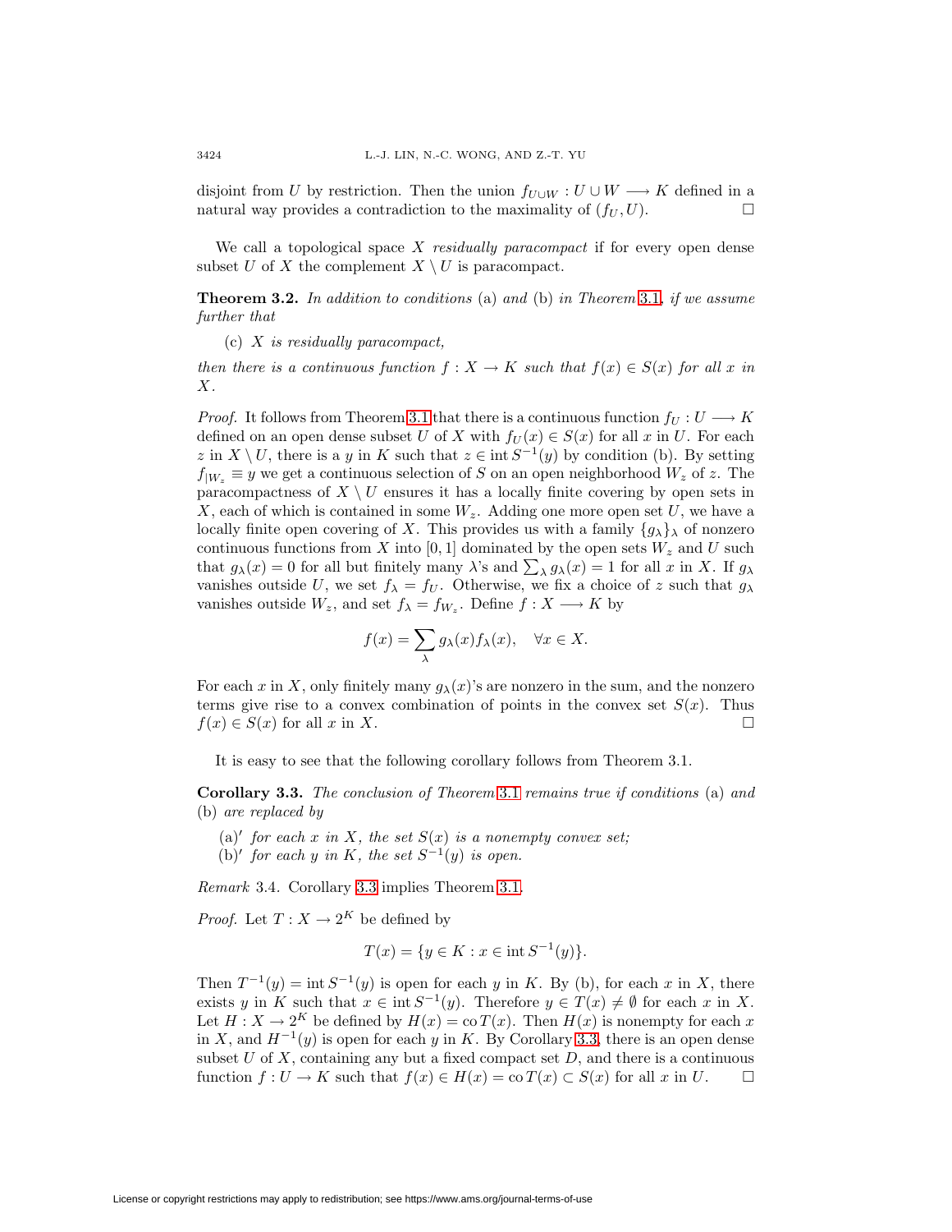disjoint from $U$ by restriction. Then the union $f_{U\cup W} : U \cup W \longrightarrow K$ defined in a natural way provides a contradiction to the maximality of $(f_U, U)$. □

We call a topological space $X$ *residually paracompact* if for every open dense subset $U$ of $X$ the complement $X \setminus U$ is paracompact.

**Theorem 3.2.** *In addition to conditions* (a) *and* (b) *in Theorem 3.1, if we assume further that*

(c) *$X$ is residually paracompact,*

*then there is a continuous function $f : X \to K$ such that $f(x) \in S(x)$ for all $x$ in $X$.*

*Proof.* It follows from Theorem 3.1 that there is a continuous function $f_U : U \longrightarrow K$ defined on an open dense subset $U$ of $X$ with $f_U(x) \in S(x)$ for all $x$ in $U$. For each $z$ in $X \setminus U$, there is a $y$ in $K$ such that $z \in \operatorname{int} S^{-1}(y)$ by condition (b). By setting $f_{|W_z} \equiv y$ we get a continuous selection of $S$ on an open neighborhood $W_z$ of $z$. The paracompactness of $X \setminus U$ ensures it has a locally finite covering by open sets in $X$, each of which is contained in some $W_z$. Adding one more open set $U$, we have a locally finite open covering of $X$. This provides us with a family $\{g_\lambda\}_\lambda$ of nonzero continuous functions from $X$ into $[0, 1]$ dominated by the open sets $W_z$ and $U$ such that $g_\lambda(x) = 0$ for all but finitely many $\lambda$'s and $\sum_\lambda g_\lambda(x) = 1$ for all $x$ in $X$. If $g_\lambda$ vanishes outside $U$, we set $f_\lambda = f_U$. Otherwise, we fix a choice of $z$ such that $g_\lambda$ vanishes outside $W_z$, and set $f_\lambda = f_{W_z}$. Define $f : X \longrightarrow K$ by

$$f(x) = \sum_\lambda g_\lambda(x) f_\lambda(x), \quad \forall x \in X.$$

For each $x$ in $X$, only finitely many $g_\lambda(x)$'s are nonzero in the sum, and the nonzero terms give rise to a convex combination of points in the convex set $S(x)$. Thus $f(x) \in S(x)$ for all $x$ in $X$. □

It is easy to see that the following corollary follows from Theorem 3.1.

**Corollary 3.3.** *The conclusion of Theorem 3.1 remains true if conditions* (a) *and* (b) *are replaced by*

(a)′ *for each $x$ in $X$, the set $S(x)$ is a nonempty convex set;*
(b)′ *for each $y$ in $K$, the set $S^{-1}(y)$ is open.*

*Remark* 3.4. Corollary 3.3 implies Theorem 3.1.

*Proof.* Let $T : X \to 2^K$ be defined by

$$T(x) = \{y \in K : x \in \operatorname{int} S^{-1}(y)\}.$$

Then $T^{-1}(y) = \operatorname{int} S^{-1}(y)$ is open for each $y$ in $K$. By (b), for each $x$ in $X$, there exists $y$ in $K$ such that $x \in \operatorname{int} S^{-1}(y)$. Therefore $y \in T(x) \neq \emptyset$ for each $x$ in $X$. Let $H : X \to 2^K$ be defined by $H(x) = \operatorname{co} T(x)$. Then $H(x)$ is nonempty for each $x$ in $X$, and $H^{-1}(y)$ is open for each $y$ in $K$. By Corollary 3.3, there is an open dense subset $U$ of $X$, containing any but a fixed compact set $D$, and there is a continuous function $f : U \to K$ such that $f(x) \in H(x) = \operatorname{co} T(x) \subset S(x)$ for all $x$ in $U$. □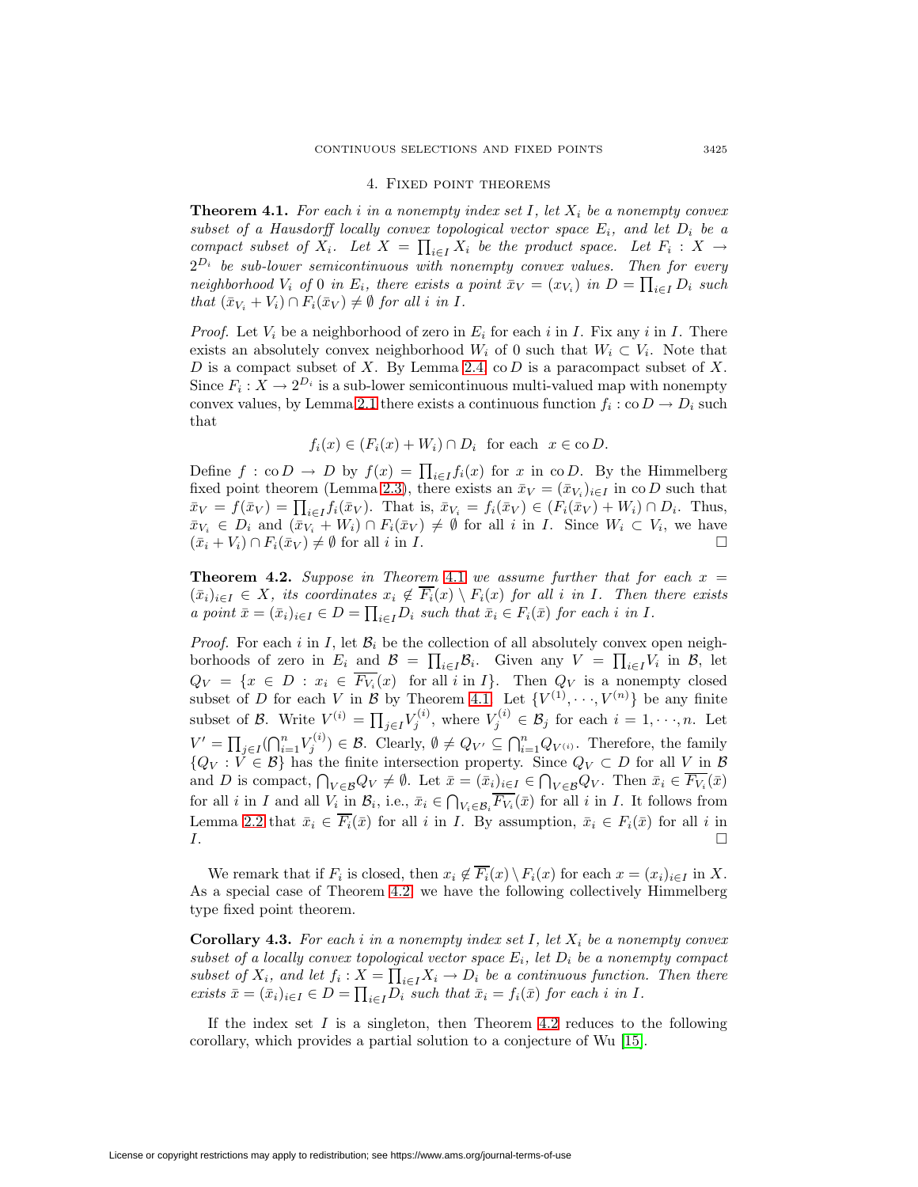## 4. Fixed point theorems

**Theorem 4.1.** *For each $i$ in a nonempty index set $I$, let $X_i$ be a nonempty convex subset of a Hausdorff locally convex topological vector space $E_i$, and let $D_i$ be a compact subset of $X_i$. Let $X = \prod_{i\in I} X_i$ be the product space. Let $F_i : X \to 2^{D_i}$ be sub-lower semicontinuous with nonempty convex values. Then for every neighborhood $V_i$ of $0$ in $E_i$, there exists a point $\bar{x}_V = (x_{V_i})$ in $D = \prod_{i\in I} D_i$ such that $(\bar{x}_{V_i} + V_i) \cap F_i(\bar{x}_V) \neq \emptyset$ for all $i$ in $I$.*

*Proof.* Let $V_i$ be a neighborhood of zero in $E_i$ for each $i$ in $I$. Fix any $i$ in $I$. There exists an absolutely convex neighborhood $W_i$ of $0$ such that $W_i \subset V_i$. Note that $D$ is a compact subset of $X$. By Lemma 2.4, $\operatorname{co} D$ is a paracompact subset of $X$. Since $F_i : X \to 2^{D_i}$ is a sub-lower semicontinuous multi-valued map with nonempty convex values, by Lemma 2.1 there exists a continuous function $f_i : \operatorname{co} D \to D_i$ such that

$$f_i(x) \in (F_i(x) + W_i) \cap D_i \quad \text{for each} \quad x \in \operatorname{co} D.$$

Define $f : \operatorname{co} D \to D$ by $f(x) = \prod_{i\in I} f_i(x)$ for $x$ in $\operatorname{co} D$. By the Himmelberg fixed point theorem (Lemma 2.3), there exists an $\bar{x}_V = (\bar{x}_{V_i})_{i\in I}$ in $\operatorname{co} D$ such that $\bar{x}_V = f(\bar{x}_V) = \prod_{i\in I} f_i(\bar{x}_V)$. That is, $\bar{x}_{V_i} = f_i(\bar{x}_V) \in (F_i(\bar{x}_V) + W_i) \cap D_i$. Thus, $\bar{x}_{V_i} \in D_i$ and $(\bar{x}_{V_i} + W_i) \cap F_i(\bar{x}_V) \neq \emptyset$ for all $i$ in $I$. Since $W_i \subset V_i$, we have $(\bar{x}_i + V_i) \cap F_i(\bar{x}_V) \neq \emptyset$ for all $i$ in $I$. $\square$

**Theorem 4.2.** *Suppose in Theorem 4.1 we assume further that for each $x = (\bar{x}_i)_{i\in I} \in X$, its coordinates $x_i \notin \overline{F_i}(x) \setminus F_i(x)$ for all $i$ in $I$. Then there exists a point $\bar{x} = (\bar{x}_i)_{i\in I} \in D = \prod_{i\in I} D_i$ such that $\bar{x}_i \in F_i(\bar{x})$ for each $i$ in $I$.*

*Proof.* For each $i$ in $I$, let $\mathcal{B}_i$ be the collection of all absolutely convex open neighborhoods of zero in $E_i$ and $\mathcal{B} = \prod_{i\in I} \mathcal{B}_i$. Given any $V = \prod_{i\in I} V_i$ in $\mathcal{B}$, let $Q_V = \{x \in D : x_i \in \overline{F_{V_i}}(x) \ \text{ for all } i \text{ in } I\}$. Then $Q_V$ is a nonempty closed subset of $D$ for each $V$ in $\mathcal{B}$ by Theorem 4.1. Let $\{V^{(1)}, \cdots, V^{(n)}\}$ be any finite subset of $\mathcal{B}$. Write $V^{(i)} = \prod_{j\in I} V_j^{(i)}$, where $V_j^{(i)} \in \mathcal{B}_j$ for each $i = 1, \cdots, n$. Let $V' = \prod_{j\in I} (\bigcap_{i=1}^n V_j^{(i)}) \in \mathcal{B}$. Clearly, $\emptyset \neq Q_{V'} \subseteq \bigcap_{i=1}^n Q_{V^{(i)}}$. Therefore, the family $\{Q_V : V \in \mathcal{B}\}$ has the finite intersection property. Since $Q_V \subset D$ for all $V$ in $\mathcal{B}$ and $D$ is compact, $\bigcap_{V\in\mathcal{B}} Q_V \neq \emptyset$. Let $\bar{x} = (\bar{x}_i)_{i\in I} \in \bigcap_{V\in\mathcal{B}} Q_V$. Then $\bar{x}_i \in \overline{F_{V_i}}(\bar{x})$ for all $i$ in $I$ and all $V_i$ in $\mathcal{B}_i$, i.e., $\bar{x}_i \in \bigcap_{V_i\in\mathcal{B}_i} \overline{F_{V_i}}(\bar{x})$ for all $i$ in $I$. It follows from Lemma 2.2 that $\bar{x}_i \in \overline{F_i}(\bar{x})$ for all $i$ in $I$. By assumption, $\bar{x}_i \in F_i(\bar{x})$ for all $i$ in $I$. $\square$

We remark that if $F_i$ is closed, then $x_i \notin \overline{F_i}(x) \setminus F_i(x)$ for each $x = (x_i)_{i\in I}$ in $X$. As a special case of Theorem 4.2, we have the following collectively Himmelberg type fixed point theorem.

**Corollary 4.3.** *For each $i$ in a nonempty index set $I$, let $X_i$ be a nonempty convex subset of a locally convex topological vector space $E_i$, let $D_i$ be a nonempty compact subset of $X_i$, and let $f_i : X = \prod_{i\in I} X_i \to D_i$ be a continuous function. Then there exists $\bar{x} = (\bar{x}_i)_{i\in I} \in D = \prod_{i\in I} D_i$ such that $\bar{x}_i = f_i(\bar{x})$ for each $i$ in $I$.*

If the index set $I$ is a singleton, then Theorem 4.2 reduces to the following corollary, which provides a partial solution to a conjecture of Wu [15].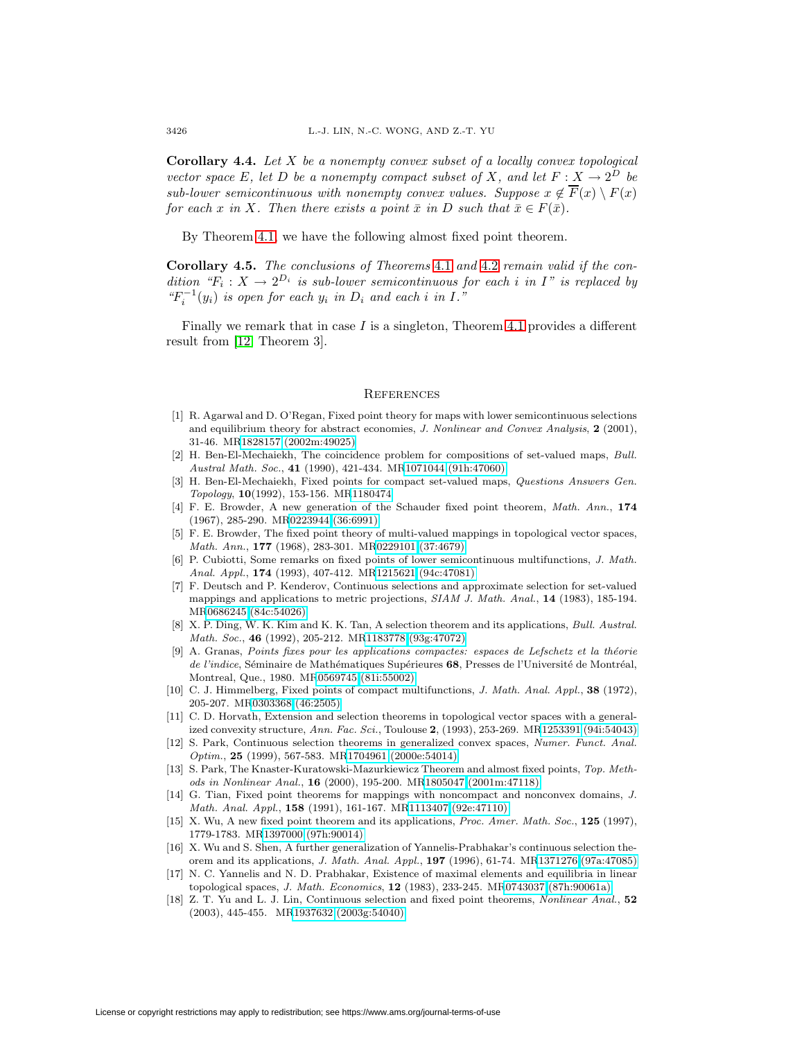**Corollary 4.4.** *Let $X$ be a nonempty convex subset of a locally convex topological vector space $E$, let $D$ be a nonempty compact subset of $X$, and let $F : X \to 2^D$ be sub-lower semicontinuous with nonempty convex values. Suppose $x \notin \overline{F}(x) \setminus F(x)$ for each $x$ in $X$. Then there exists a point $\bar{x}$ in $D$ such that $\bar{x} \in F(\bar{x})$.*

By Theorem 4.1, we have the following almost fixed point theorem.

**Corollary 4.5.** *The conclusions of Theorems 4.1 and 4.2 remain valid if the condition "$F_i : X \to 2^{D_i}$ is sub-lower semicontinuous for each $i$ in $I$" is replaced by "$F_i^{-1}(y_i)$ is open for each $y_i$ in $D_i$ and each $i$ in $I$."*

Finally we remark that in case $I$ is a singleton, Theorem 4.1 provides a different result from [12, Theorem 3].

## References

[1] R. Agarwal and D. O'Regan, Fixed point theory for maps with lower semicontinuous selections and equilibrium theory for abstract economies, *J. Nonlinear and Convex Analysis*, **2** (2001), 31-46. MR1828157 (2002m:49025)

[2] H. Ben-El-Mechaiekh, The coincidence problem for compositions of set-valued maps, *Bull. Austral Math. Soc.*, **41** (1990), 421-434. MR1071044 (91h:47060)

[3] H. Ben-El-Mechaiekh, Fixed points for compact set-valued maps, *Questions Answers Gen. Topology*, **10**(1992), 153-156. MR1180474

[4] F. E. Browder, A new generation of the Schauder fixed point theorem, *Math. Ann.*, **174** (1967), 285-290. MR0223944 (36:6991)

[5] F. E. Browder, The fixed point theory of multi-valued mappings in topological vector spaces, *Math. Ann.*, **177** (1968), 283-301. MR0229101 (37:4679)

[6] P. Cubiotti, Some remarks on fixed points of lower semicontinuous multifunctions, *J. Math. Anal. Appl.*, **174** (1993), 407-412. MR1215621 (94c:47081)

[7] F. Deutsch and P. Kenderov, Continuous selections and approximate selection for set-valued mappings and applications to metric projections, *SIAM J. Math. Anal.*, **14** (1983), 185-194. MR0686245 (84c:54026)

[8] X. P. Ding, W. K. Kim and K. K. Tan, A selection theorem and its applications, *Bull. Austral. Math. Soc.*, **46** (1992), 205-212. MR1183778 (93g:47072)

[9] A. Granas, *Points fixes pour les applications compactes: espaces de Lefschetz et la théorie de l'indice*, Séminaire de Mathématiques Supérieures **68**, Presses de l'Université de Montréal, Montreal, Que., 1980. MR0569745 (81i:55002)

[10] C. J. Himmelberg, Fixed points of compact multifunctions, *J. Math. Anal. Appl.*, **38** (1972), 205-207. MR0303368 (46:2505)

[11] C. D. Horvath, Extension and selection theorems in topological vector spaces with a generalized convexity structure, *Ann. Fac. Sci.*, Toulouse **2**, (1993), 253-269. MR1253391 (94i:54043)

[12] S. Park, Continuous selection theorems in generalized convex spaces, *Numer. Funct. Anal. Optim.*, **25** (1999), 567-583. MR1704961 (2000e:54014)

[13] S. Park, The Knaster-Kuratowski-Mazurkiewicz Theorem and almost fixed points, *Top. Methods in Nonlinear Anal.*, **16** (2000), 195-200. MR1805047 (2001m:47118)

[14] G. Tian, Fixed point theorems for mappings with noncompact and nonconvex domains, *J. Math. Anal. Appl.*, **158** (1991), 161-167. MR1113407 (92e:47110)

[15] X. Wu, A new fixed point theorem and its applications, *Proc. Amer. Math. Soc.*, **125** (1997), 1779-1783. MR1397000 (97h:90014)

[16] X. Wu and S. Shen, A further generalization of Yannelis-Prabhakar's continuous selection theorem and its applications, *J. Math. Anal. Appl.*, **197** (1996), 61-74. MR1371276 (97a:47085)

[17] N. C. Yannelis and N. D. Prabhakar, Existence of maximal elements and equilibria in linear topological spaces, *J. Math. Economics*, **12** (1983), 233-245. MR0743037 (87h:90061a)

[18] Z. T. Yu and L. J. Lin, Continuous selection and fixed point theorems, *Nonlinear Anal.*, **52** (2003), 445-455. MR1937632 (2003g:54040)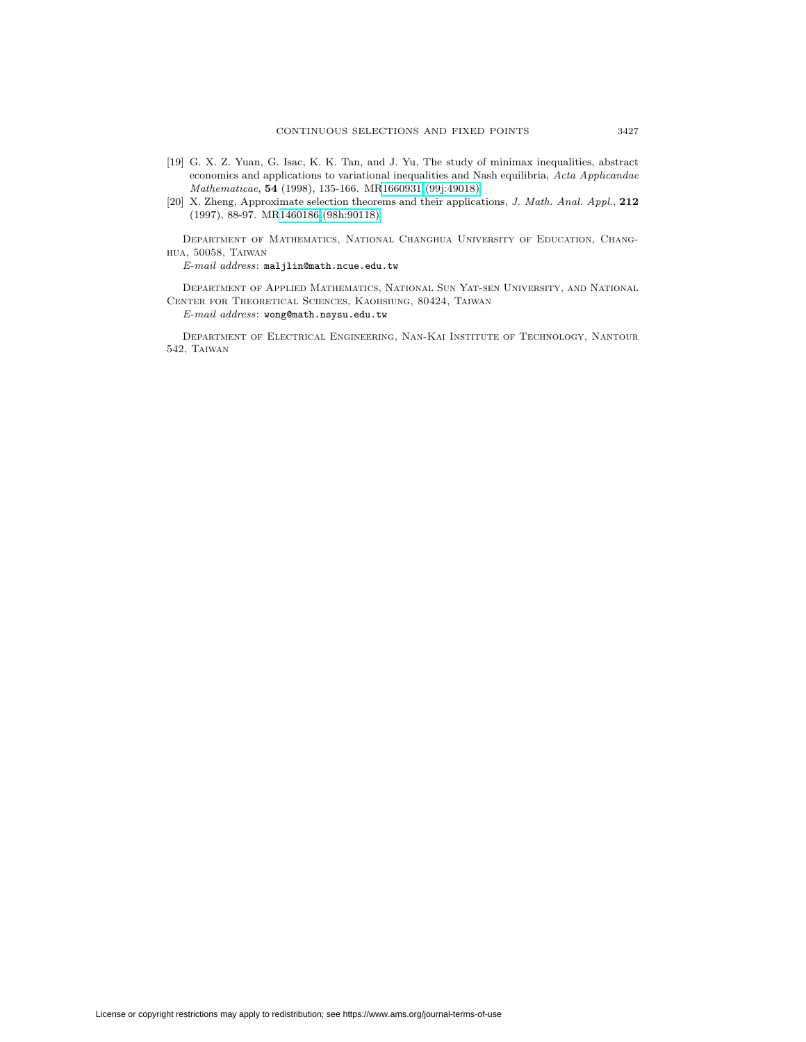[19] G. X. Z. Yuan, G. Isac, K. K. Tan, and J. Yu, The study of minimax inequalities, abstract economics and applications to variational inequalities and Nash equilibria, *Acta Applicandae Mathematicae*, **54** (1998), 135-166. MR1660931 (99j:49018)

[20] X. Zheng, Approximate selection theorems and their applications, *J. Math. Anal. Appl.*, **212** (1997), 88-97. MR1460186 (98h:90118)

Department of Mathematics, National Changhua University of Education, Changhua, 50058, Taiwan

*E-mail address*: `maljlin@math.ncue.edu.tw`

Department of Applied Mathematics, National Sun Yat-sen University, and National Center for Theoretical Sciences, Kaohsiung, 80424, Taiwan

*E-mail address*: `wong@math.nsysu.edu.tw`

Department of Electrical Engineering, Nan-Kai Institute of Technology, Nantour 542, Taiwan